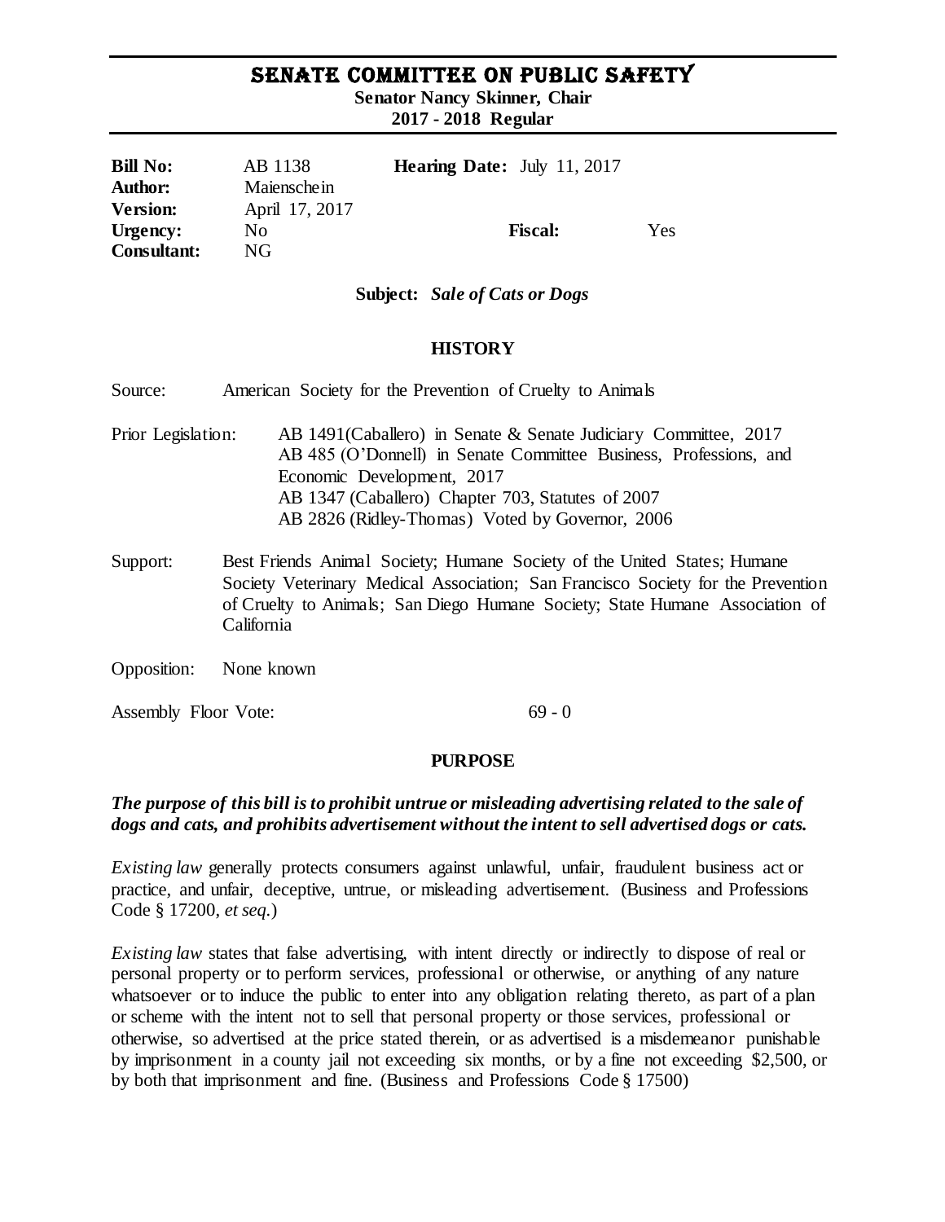# SENATE COMMITTEE ON PUBLIC SAFETY

**Senator Nancy Skinner, Chair**
**2017 - 2018 Regular**

| | | | |
|---|---|---|---|
| **Bill No:** | AB 1138 | **Hearing Date:** July 11, 2017 | |
| **Author:** | Maienschein | | |
| **Version:** | April 17, 2017 | | |
| **Urgency:** | No | **Fiscal:** | Yes |
| **Consultant:** | NG | | |

**Subject:** ***Sale of Cats or Dogs***

## HISTORY

Source: American Society for the Prevention of Cruelty to Animals

Prior Legislation: AB 1491(Caballero) in Senate & Senate Judiciary Committee, 2017
AB 485 (O'Donnell) in Senate Committee Business, Professions, and Economic Development, 2017
AB 1347 (Caballero) Chapter 703, Statutes of 2007
AB 2826 (Ridley-Thomas) Voted by Governor, 2006

Support: Best Friends Animal Society; Humane Society of the United States; Humane Society Veterinary Medical Association; San Francisco Society for the Prevention of Cruelty to Animals; San Diego Humane Society; State Humane Association of California

Opposition: None known

Assembly Floor Vote: 69 - 0

## PURPOSE

***The purpose of this bill is to prohibit untrue or misleading advertising related to the sale of dogs and cats, and prohibits advertisement without the intent to sell advertised dogs or cats.***

*Existing law* generally protects consumers against unlawful, unfair, fraudulent business act or practice, and unfair, deceptive, untrue, or misleading advertisement. (Business and Professions Code § 17200, *et seq.*)

*Existing law* states that false advertising, with intent directly or indirectly to dispose of real or personal property or to perform services, professional or otherwise, or anything of any nature whatsoever or to induce the public to enter into any obligation relating thereto, as part of a plan or scheme with the intent not to sell that personal property or those services, professional or otherwise, so advertised at the price stated therein, or as advertised is a misdemeanor punishable by imprisonment in a county jail not exceeding six months, or by a fine not exceeding $2,500, or by both that imprisonment and fine. (Business and Professions Code § 17500)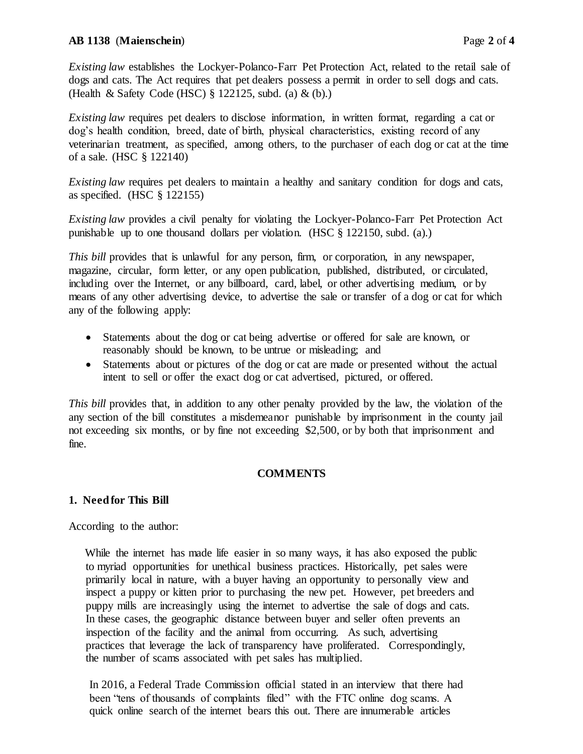*Existing law* establishes the Lockyer-Polanco-Farr Pet Protection Act, related to the retail sale of dogs and cats. The Act requires that pet dealers possess a permit in order to sell dogs and cats. (Health & Safety Code (HSC) § 122125, subd. (a) & (b).)

*Existing law* requires pet dealers to disclose information, in written format, regarding a cat or dog's health condition, breed, date of birth, physical characteristics, existing record of any veterinarian treatment, as specified, among others, to the purchaser of each dog or cat at the time of a sale. (HSC § 122140)

*Existing law* requires pet dealers to maintain a healthy and sanitary condition for dogs and cats, as specified. (HSC § 122155)

*Existing law* provides a civil penalty for violating the Lockyer-Polanco-Farr Pet Protection Act punishable up to one thousand dollars per violation. (HSC § 122150, subd. (a).)

*This bill* provides that is unlawful for any person, firm, or corporation, in any newspaper, magazine, circular, form letter, or any open publication, published, distributed, or circulated, including over the Internet, or any billboard, card, label, or other advertising medium, or by means of any other advertising device, to advertise the sale or transfer of a dog or cat for which any of the following apply:

- Statements about the dog or cat being advertise or offered for sale are known, or reasonably should be known, to be untrue or misleading; and
- Statements about or pictures of the dog or cat are made or presented without the actual intent to sell or offer the exact dog or cat advertised, pictured, or offered.

*This bill* provides that, in addition to any other penalty provided by the law, the violation of the any section of the bill constitutes a misdemeanor punishable by imprisonment in the county jail not exceeding six months, or by fine not exceeding $2,500, or by both that imprisonment and fine.

## COMMENTS

### 1. Need for This Bill

According to the author:

> While the internet has made life easier in so many ways, it has also exposed the public to myriad opportunities for unethical business practices. Historically, pet sales were primarily local in nature, with a buyer having an opportunity to personally view and inspect a puppy or kitten prior to purchasing the new pet. However, pet breeders and puppy mills are increasingly using the internet to advertise the sale of dogs and cats. In these cases, the geographic distance between buyer and seller often prevents an inspection of the facility and the animal from occurring. As such, advertising practices that leverage the lack of transparency have proliferated. Correspondingly, the number of scams associated with pet sales has multiplied.
>
> In 2016, a Federal Trade Commission official stated in an interview that there had been "tens of thousands of complaints filed" with the FTC online dog scams. A quick online search of the internet bears this out. There are innumerable articles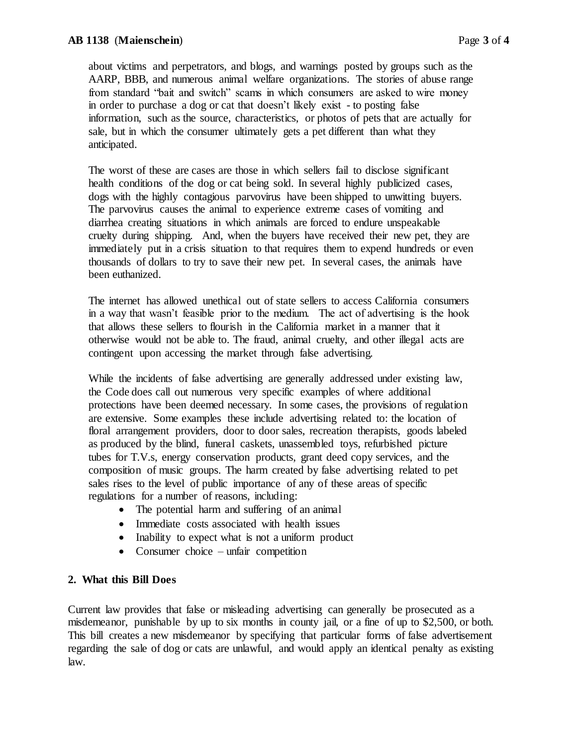about victims and perpetrators, and blogs, and warnings posted by groups such as the AARP, BBB, and numerous animal welfare organizations. The stories of abuse range from standard "bait and switch" scams in which consumers are asked to wire money in order to purchase a dog or cat that doesn't likely exist - to posting false information, such as the source, characteristics, or photos of pets that are actually for sale, but in which the consumer ultimately gets a pet different than what they anticipated.

The worst of these are cases are those in which sellers fail to disclose significant health conditions of the dog or cat being sold. In several highly publicized cases, dogs with the highly contagious parvovirus have been shipped to unwitting buyers. The parvovirus causes the animal to experience extreme cases of vomiting and diarrhea creating situations in which animals are forced to endure unspeakable cruelty during shipping. And, when the buyers have received their new pet, they are immediately put in a crisis situation to that requires them to expend hundreds or even thousands of dollars to try to save their new pet. In several cases, the animals have been euthanized.

The internet has allowed unethical out of state sellers to access California consumers in a way that wasn't feasible prior to the medium. The act of advertising is the hook that allows these sellers to flourish in the California market in a manner that it otherwise would not be able to. The fraud, animal cruelty, and other illegal acts are contingent upon accessing the market through false advertising.

While the incidents of false advertising are generally addressed under existing law, the Code does call out numerous very specific examples of where additional protections have been deemed necessary. In some cases, the provisions of regulation are extensive. Some examples these include advertising related to: the location of floral arrangement providers, door to door sales, recreation therapists, goods labeled as produced by the blind, funeral caskets, unassembled toys, refurbished picture tubes for T.V.s, energy conservation products, grant deed copy services, and the composition of music groups. The harm created by false advertising related to pet sales rises to the level of public importance of any of these areas of specific regulations for a number of reasons, including:

- The potential harm and suffering of an animal
- Immediate costs associated with health issues
- Inability to expect what is not a uniform product
- Consumer choice – unfair competition

## 2. What this Bill Does

Current law provides that false or misleading advertising can generally be prosecuted as a misdemeanor, punishable by up to six months in county jail, or a fine of up to $2,500, or both. This bill creates a new misdemeanor by specifying that particular forms of false advertisement regarding the sale of dog or cats are unlawful, and would apply an identical penalty as existing law.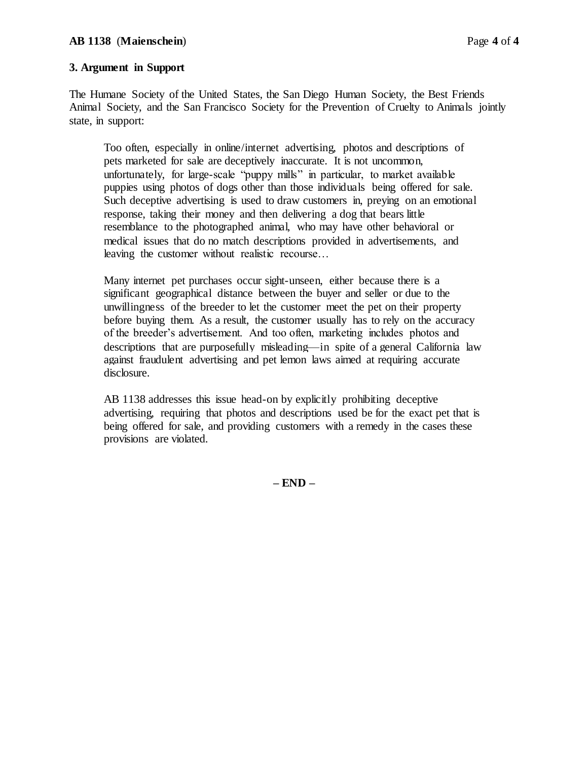### 3. Argument in Support

The Humane Society of the United States, the San Diego Human Society, the Best Friends Animal Society, and the San Francisco Society for the Prevention of Cruelty to Animals jointly state, in support:

> Too often, especially in online/internet advertising, photos and descriptions of pets marketed for sale are deceptively inaccurate. It is not uncommon, unfortunately, for large-scale "puppy mills" in particular, to market available puppies using photos of dogs other than those individuals being offered for sale. Such deceptive advertising is used to draw customers in, preying on an emotional response, taking their money and then delivering a dog that bears little resemblance to the photographed animal, who may have other behavioral or medical issues that do no match descriptions provided in advertisements, and leaving the customer without realistic recourse…
>
> Many internet pet purchases occur sight-unseen, either because there is a significant geographical distance between the buyer and seller or due to the unwillingness of the breeder to let the customer meet the pet on their property before buying them. As a result, the customer usually has to rely on the accuracy of the breeder's advertisement. And too often, marketing includes photos and descriptions that are purposefully misleading—in spite of a general California law against fraudulent advertising and pet lemon laws aimed at requiring accurate disclosure.
>
> AB 1138 addresses this issue head-on by explicitly prohibiting deceptive advertising, requiring that photos and descriptions used be for the exact pet that is being offered for sale, and providing customers with a remedy in the cases these provisions are violated.

**– END –**